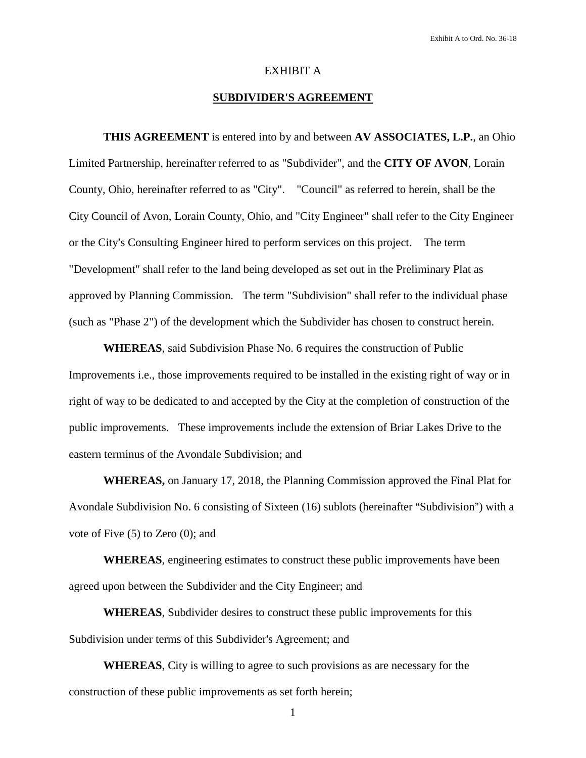# EXHIBIT A

## SUBDIVIDER'S AGREEMENT

**THIS AGREEMENT** is entered into by and between **AV ASSOCIATES, L.P.**, an Ohio Limited Partnership, hereinafter referred to as "Subdivider", and the **CITY OF AVON**, Lorain County, Ohio, hereinafter referred to as "City". "Council" as referred to herein, shall be the City Council of Avon, Lorain County, Ohio, and "City Engineer" shall refer to the City Engineer or the City's Consulting Engineer hired to perform services on this project. The term "Development" shall refer to the land being developed as set out in the Preliminary Plat as approved by Planning Commission. The term "Subdivision" shall refer to the individual phase (such as "Phase 2") of the development which the Subdivider has chosen to construct herein.

**WHEREAS**, said Subdivision Phase No. 6 requires the construction of Public Improvements i.e., those improvements required to be installed in the existing right of way or in right of way to be dedicated to and accepted by the City at the completion of construction of the public improvements. These improvements include the extension of Briar Lakes Drive to the eastern terminus of the Avondale Subdivision; and

**WHEREAS,** on January 17, 2018, the Planning Commission approved the Final Plat for Avondale Subdivision No. 6 consisting of Sixteen (16) sublots (hereinafter "Subdivision") with a vote of Five (5) to Zero (0); and

**WHEREAS**, engineering estimates to construct these public improvements have been agreed upon between the Subdivider and the City Engineer; and

**WHEREAS**, Subdivider desires to construct these public improvements for this Subdivision under terms of this Subdivider's Agreement; and

**WHEREAS**, City is willing to agree to such provisions as are necessary for the construction of these public improvements as set forth herein;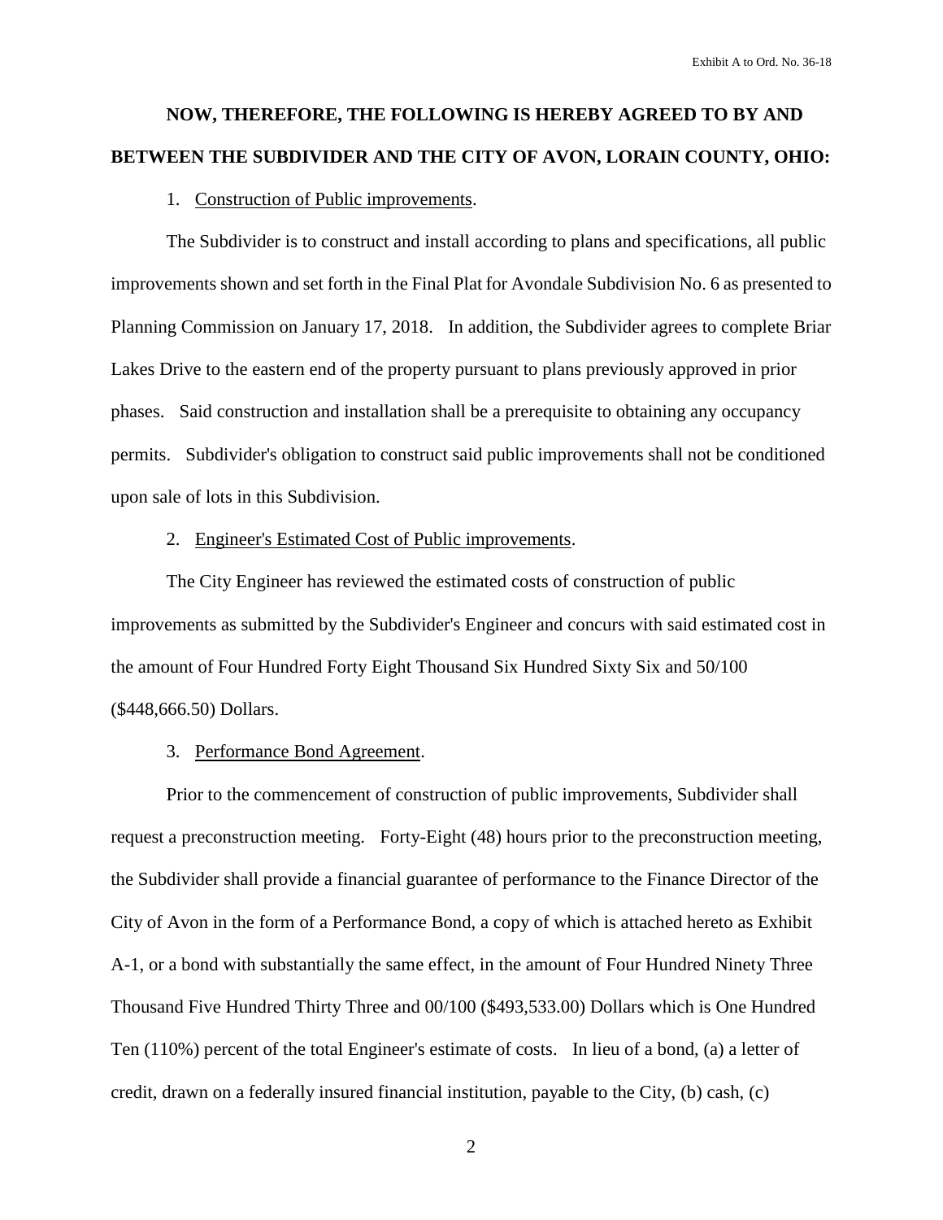**NOW, THEREFORE, THE FOLLOWING IS HEREBY AGREED TO BY AND BETWEEN THE SUBDIVIDER AND THE CITY OF AVON, LORAIN COUNTY, OHIO:**

1. Construction of Public improvements.

The Subdivider is to construct and install according to plans and specifications, all public improvements shown and set forth in the Final Plat for Avondale Subdivision No. 6 as presented to Planning Commission on January 17, 2018. In addition, the Subdivider agrees to complete Briar Lakes Drive to the eastern end of the property pursuant to plans previously approved in prior phases. Said construction and installation shall be a prerequisite to obtaining any occupancy permits. Subdivider's obligation to construct said public improvements shall not be conditioned upon sale of lots in this Subdivision.

2. Engineer's Estimated Cost of Public improvements.

The City Engineer has reviewed the estimated costs of construction of public improvements as submitted by the Subdivider's Engineer and concurs with said estimated cost in the amount of Four Hundred Forty Eight Thousand Six Hundred Sixty Six and 50/100 ($448,666.50) Dollars.

3. Performance Bond Agreement.

Prior to the commencement of construction of public improvements, Subdivider shall request a preconstruction meeting. Forty-Eight (48) hours prior to the preconstruction meeting, the Subdivider shall provide a financial guarantee of performance to the Finance Director of the City of Avon in the form of a Performance Bond, a copy of which is attached hereto as Exhibit A-1, or a bond with substantially the same effect, in the amount of Four Hundred Ninety Three Thousand Five Hundred Thirty Three and 00/100 ($493,533.00) Dollars which is One Hundred Ten (110%) percent of the total Engineer's estimate of costs. In lieu of a bond, (a) a letter of credit, drawn on a federally insured financial institution, payable to the City, (b) cash, (c)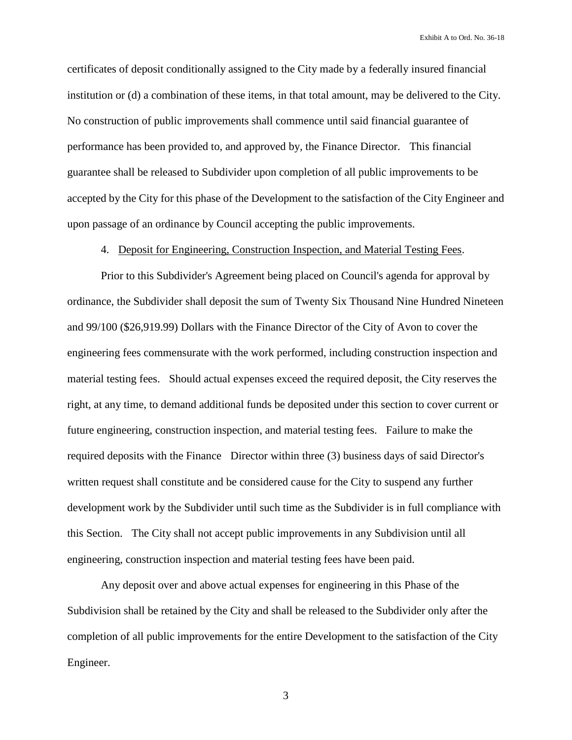certificates of deposit conditionally assigned to the City made by a federally insured financial institution or (d) a combination of these items, in that total amount, may be delivered to the City. No construction of public improvements shall commence until said financial guarantee of performance has been provided to, and approved by, the Finance Director. This financial guarantee shall be released to Subdivider upon completion of all public improvements to be accepted by the City for this phase of the Development to the satisfaction of the City Engineer and upon passage of an ordinance by Council accepting the public improvements.

4. Deposit for Engineering, Construction Inspection, and Material Testing Fees.

Prior to this Subdivider's Agreement being placed on Council's agenda for approval by ordinance, the Subdivider shall deposit the sum of Twenty Six Thousand Nine Hundred Nineteen and 99/100 ($26,919.99) Dollars with the Finance Director of the City of Avon to cover the engineering fees commensurate with the work performed, including construction inspection and material testing fees. Should actual expenses exceed the required deposit, the City reserves the right, at any time, to demand additional funds be deposited under this section to cover current or future engineering, construction inspection, and material testing fees. Failure to make the required deposits with the Finance Director within three (3) business days of said Director's written request shall constitute and be considered cause for the City to suspend any further development work by the Subdivider until such time as the Subdivider is in full compliance with this Section. The City shall not accept public improvements in any Subdivision until all engineering, construction inspection and material testing fees have been paid.

Any deposit over and above actual expenses for engineering in this Phase of the Subdivision shall be retained by the City and shall be released to the Subdivider only after the completion of all public improvements for the entire Development to the satisfaction of the City Engineer.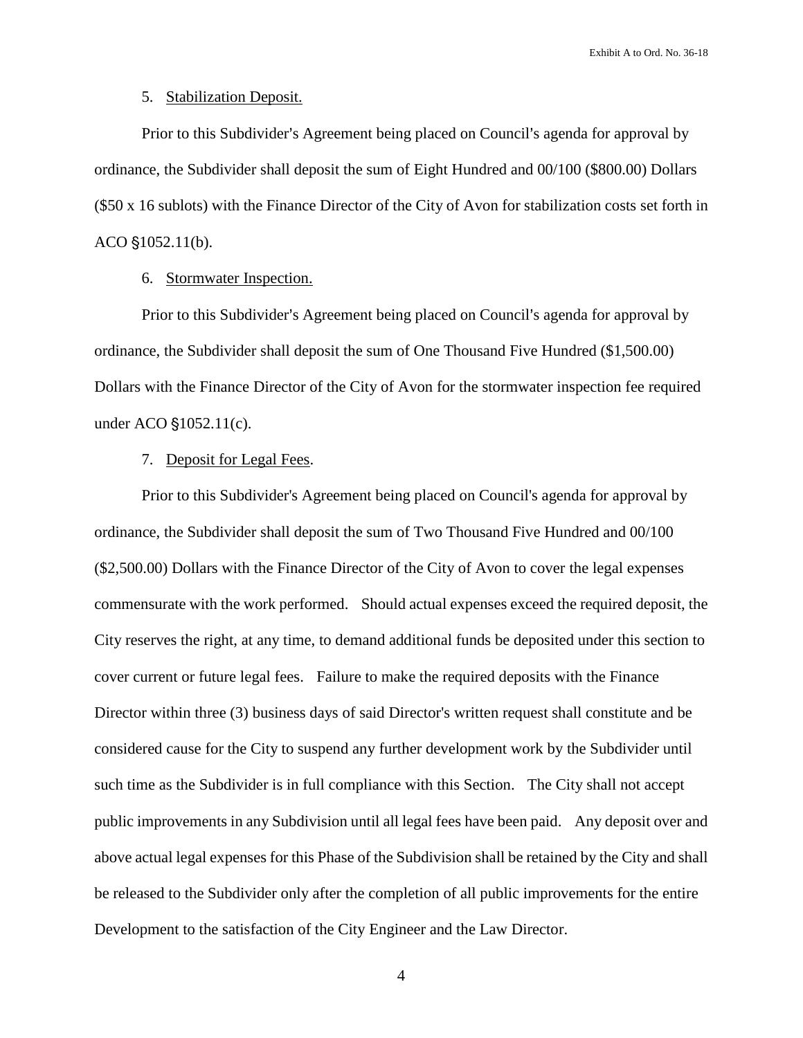5. Stabilization Deposit.

Prior to this Subdivider's Agreement being placed on Council's agenda for approval by ordinance, the Subdivider shall deposit the sum of Eight Hundred and 00/100 ($800.00) Dollars ($50 x 16 sublots) with the Finance Director of the City of Avon for stabilization costs set forth in ACO §1052.11(b).

6. Stormwater Inspection.

Prior to this Subdivider's Agreement being placed on Council's agenda for approval by ordinance, the Subdivider shall deposit the sum of One Thousand Five Hundred ($1,500.00) Dollars with the Finance Director of the City of Avon for the stormwater inspection fee required under ACO §1052.11(c).

7. Deposit for Legal Fees.

Prior to this Subdivider's Agreement being placed on Council's agenda for approval by ordinance, the Subdivider shall deposit the sum of Two Thousand Five Hundred and 00/100 ($2,500.00) Dollars with the Finance Director of the City of Avon to cover the legal expenses commensurate with the work performed. Should actual expenses exceed the required deposit, the City reserves the right, at any time, to demand additional funds be deposited under this section to cover current or future legal fees. Failure to make the required deposits with the Finance Director within three (3) business days of said Director's written request shall constitute and be considered cause for the City to suspend any further development work by the Subdivider until such time as the Subdivider is in full compliance with this Section. The City shall not accept public improvements in any Subdivision until all legal fees have been paid. Any deposit over and above actual legal expenses for this Phase of the Subdivision shall be retained by the City and shall be released to the Subdivider only after the completion of all public improvements for the entire Development to the satisfaction of the City Engineer and the Law Director.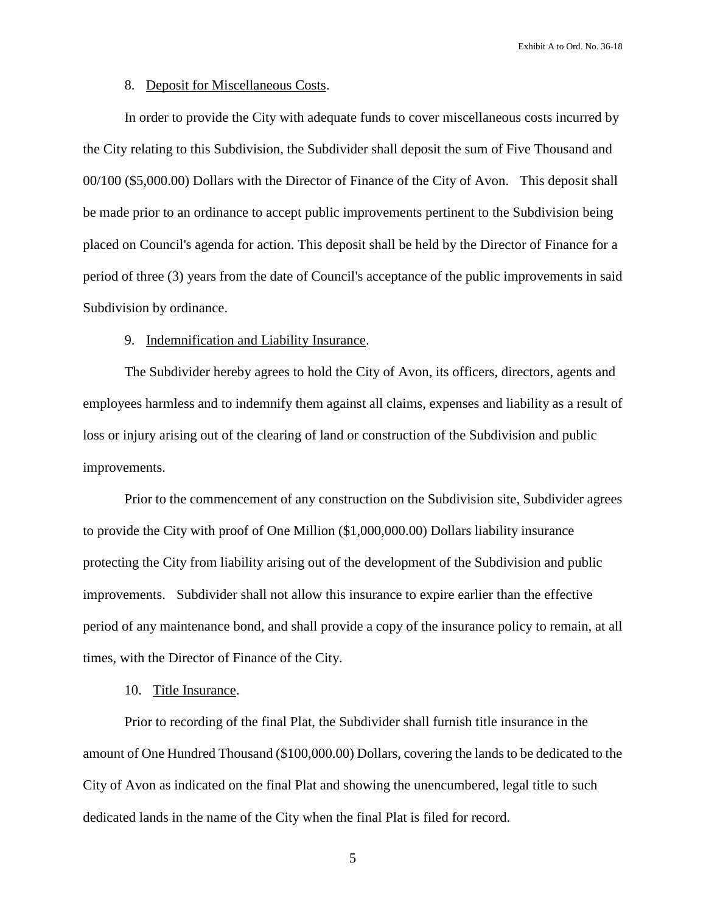8. Deposit for Miscellaneous Costs.

In order to provide the City with adequate funds to cover miscellaneous costs incurred by the City relating to this Subdivision, the Subdivider shall deposit the sum of Five Thousand and 00/100 ($5,000.00) Dollars with the Director of Finance of the City of Avon. This deposit shall be made prior to an ordinance to accept public improvements pertinent to the Subdivision being placed on Council's agenda for action. This deposit shall be held by the Director of Finance for a period of three (3) years from the date of Council's acceptance of the public improvements in said Subdivision by ordinance.

9. Indemnification and Liability Insurance.

The Subdivider hereby agrees to hold the City of Avon, its officers, directors, agents and employees harmless and to indemnify them against all claims, expenses and liability as a result of loss or injury arising out of the clearing of land or construction of the Subdivision and public improvements.

Prior to the commencement of any construction on the Subdivision site, Subdivider agrees to provide the City with proof of One Million ($1,000,000.00) Dollars liability insurance protecting the City from liability arising out of the development of the Subdivision and public improvements. Subdivider shall not allow this insurance to expire earlier than the effective period of any maintenance bond, and shall provide a copy of the insurance policy to remain, at all times, with the Director of Finance of the City.

10. Title Insurance.

Prior to recording of the final Plat, the Subdivider shall furnish title insurance in the amount of One Hundred Thousand ($100,000.00) Dollars, covering the lands to be dedicated to the City of Avon as indicated on the final Plat and showing the unencumbered, legal title to such dedicated lands in the name of the City when the final Plat is filed for record.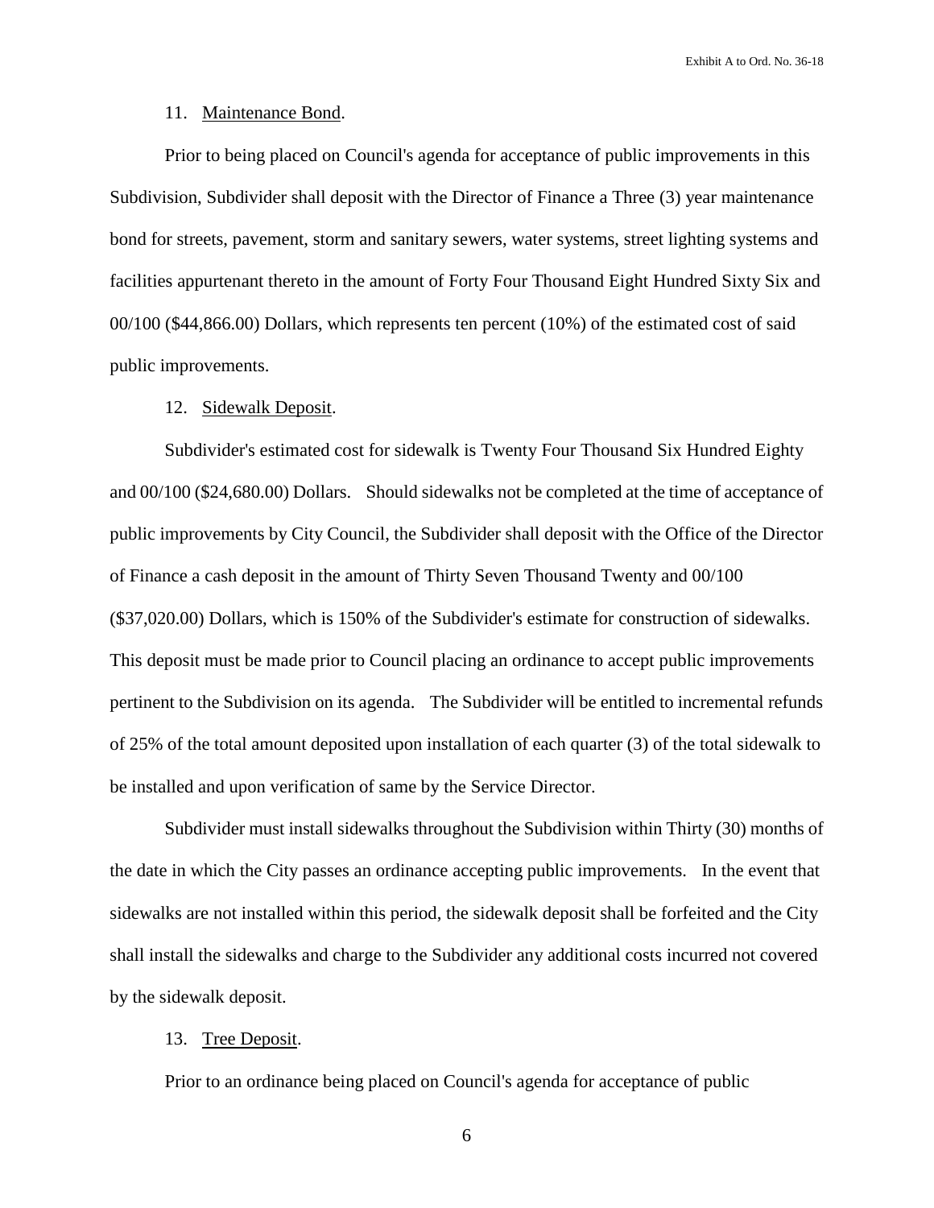11. Maintenance Bond.

Prior to being placed on Council's agenda for acceptance of public improvements in this Subdivision, Subdivider shall deposit with the Director of Finance a Three (3) year maintenance bond for streets, pavement, storm and sanitary sewers, water systems, street lighting systems and facilities appurtenant thereto in the amount of Forty Four Thousand Eight Hundred Sixty Six and 00/100 ($44,866.00) Dollars, which represents ten percent (10%) of the estimated cost of said public improvements.

12. Sidewalk Deposit.

Subdivider's estimated cost for sidewalk is Twenty Four Thousand Six Hundred Eighty and 00/100 ($24,680.00) Dollars. Should sidewalks not be completed at the time of acceptance of public improvements by City Council, the Subdivider shall deposit with the Office of the Director of Finance a cash deposit in the amount of Thirty Seven Thousand Twenty and 00/100 ($37,020.00) Dollars, which is 150% of the Subdivider's estimate for construction of sidewalks. This deposit must be made prior to Council placing an ordinance to accept public improvements pertinent to the Subdivision on its agenda. The Subdivider will be entitled to incremental refunds of 25% of the total amount deposited upon installation of each quarter (3) of the total sidewalk to be installed and upon verification of same by the Service Director.

Subdivider must install sidewalks throughout the Subdivision within Thirty (30) months of the date in which the City passes an ordinance accepting public improvements. In the event that sidewalks are not installed within this period, the sidewalk deposit shall be forfeited and the City shall install the sidewalks and charge to the Subdivider any additional costs incurred not covered by the sidewalk deposit.

13. Tree Deposit.

Prior to an ordinance being placed on Council's agenda for acceptance of public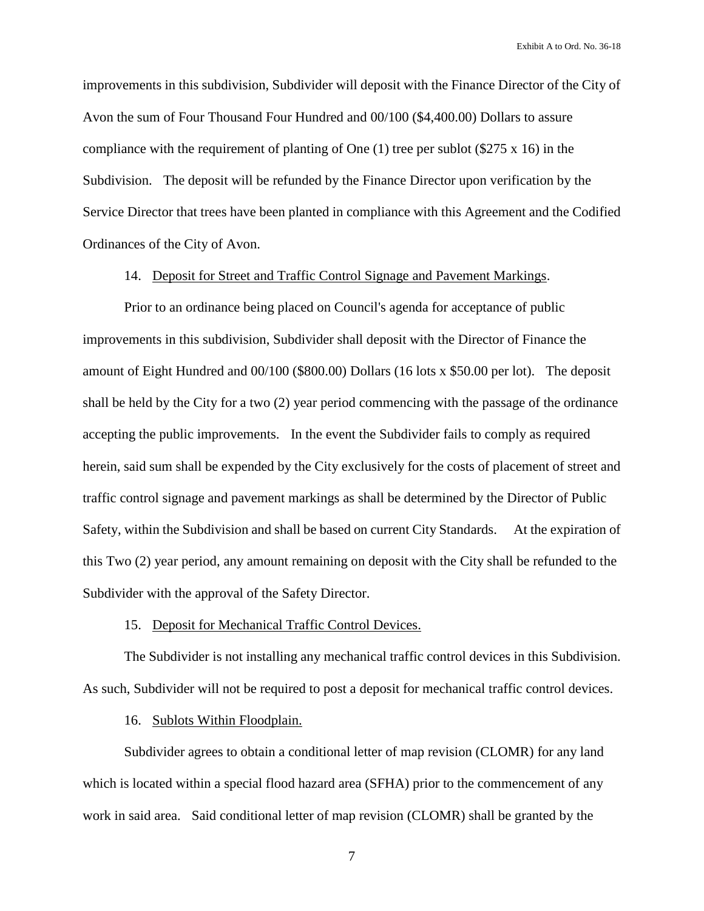improvements in this subdivision, Subdivider will deposit with the Finance Director of the City of Avon the sum of Four Thousand Four Hundred and 00/100 ($4,400.00) Dollars to assure compliance with the requirement of planting of One (1) tree per sublot ($275 x 16) in the Subdivision. The deposit will be refunded by the Finance Director upon verification by the Service Director that trees have been planted in compliance with this Agreement and the Codified Ordinances of the City of Avon.

14. <u>Deposit for Street and Traffic Control Signage and Pavement Markings</u>.

Prior to an ordinance being placed on Council's agenda for acceptance of public improvements in this subdivision, Subdivider shall deposit with the Director of Finance the amount of Eight Hundred and 00/100 ($800.00) Dollars (16 lots x $50.00 per lot). The deposit shall be held by the City for a two (2) year period commencing with the passage of the ordinance accepting the public improvements. In the event the Subdivider fails to comply as required herein, said sum shall be expended by the City exclusively for the costs of placement of street and traffic control signage and pavement markings as shall be determined by the Director of Public Safety, within the Subdivision and shall be based on current City Standards. At the expiration of this Two (2) year period, any amount remaining on deposit with the City shall be refunded to the Subdivider with the approval of the Safety Director.

15. <u>Deposit for Mechanical Traffic Control Devices.</u>

The Subdivider is not installing any mechanical traffic control devices in this Subdivision. As such, Subdivider will not be required to post a deposit for mechanical traffic control devices.

16. <u>Sublots Within Floodplain.</u>

Subdivider agrees to obtain a conditional letter of map revision (CLOMR) for any land which is located within a special flood hazard area (SFHA) prior to the commencement of any work in said area. Said conditional letter of map revision (CLOMR) shall be granted by the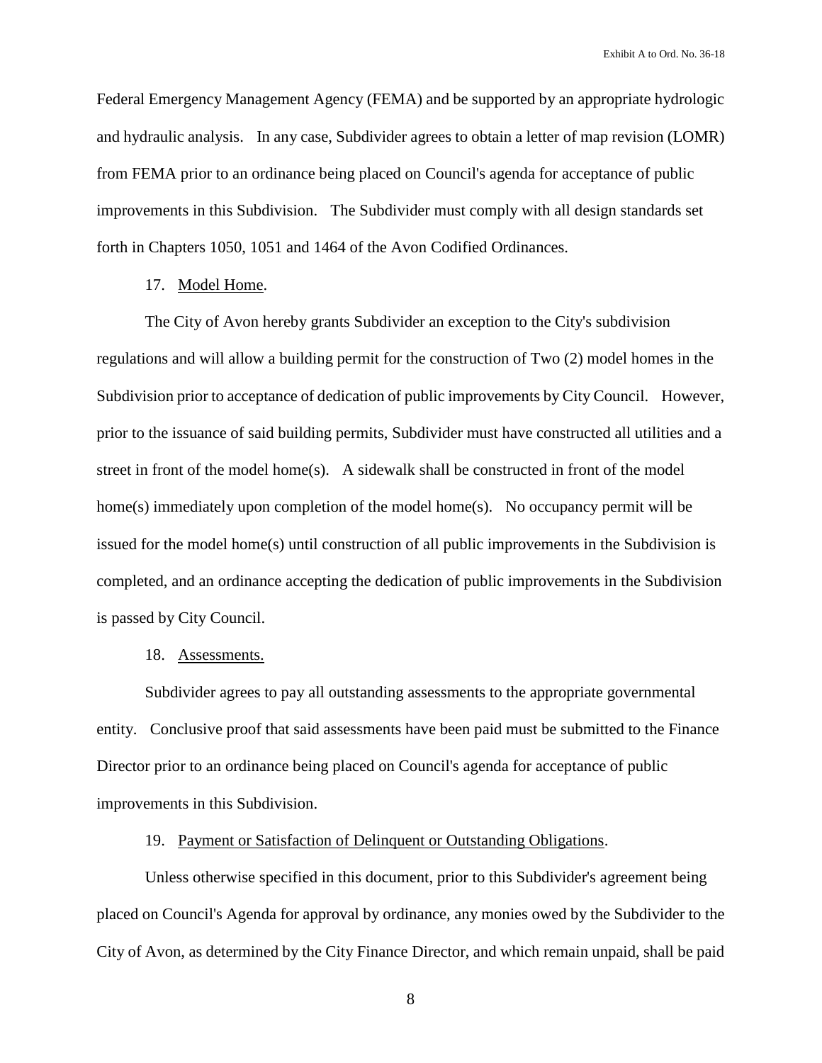Federal Emergency Management Agency (FEMA) and be supported by an appropriate hydrologic and hydraulic analysis. In any case, Subdivider agrees to obtain a letter of map revision (LOMR) from FEMA prior to an ordinance being placed on Council's agenda for acceptance of public improvements in this Subdivision. The Subdivider must comply with all design standards set forth in Chapters 1050, 1051 and 1464 of the Avon Codified Ordinances.

17. Model Home.

The City of Avon hereby grants Subdivider an exception to the City's subdivision regulations and will allow a building permit for the construction of Two (2) model homes in the Subdivision prior to acceptance of dedication of public improvements by City Council. However, prior to the issuance of said building permits, Subdivider must have constructed all utilities and a street in front of the model home(s). A sidewalk shall be constructed in front of the model home(s) immediately upon completion of the model home(s). No occupancy permit will be issued for the model home(s) until construction of all public improvements in the Subdivision is completed, and an ordinance accepting the dedication of public improvements in the Subdivision is passed by City Council.

18. Assessments.

Subdivider agrees to pay all outstanding assessments to the appropriate governmental entity. Conclusive proof that said assessments have been paid must be submitted to the Finance Director prior to an ordinance being placed on Council's agenda for acceptance of public improvements in this Subdivision.

19. Payment or Satisfaction of Delinquent or Outstanding Obligations.

Unless otherwise specified in this document, prior to this Subdivider's agreement being placed on Council's Agenda for approval by ordinance, any monies owed by the Subdivider to the City of Avon, as determined by the City Finance Director, and which remain unpaid, shall be paid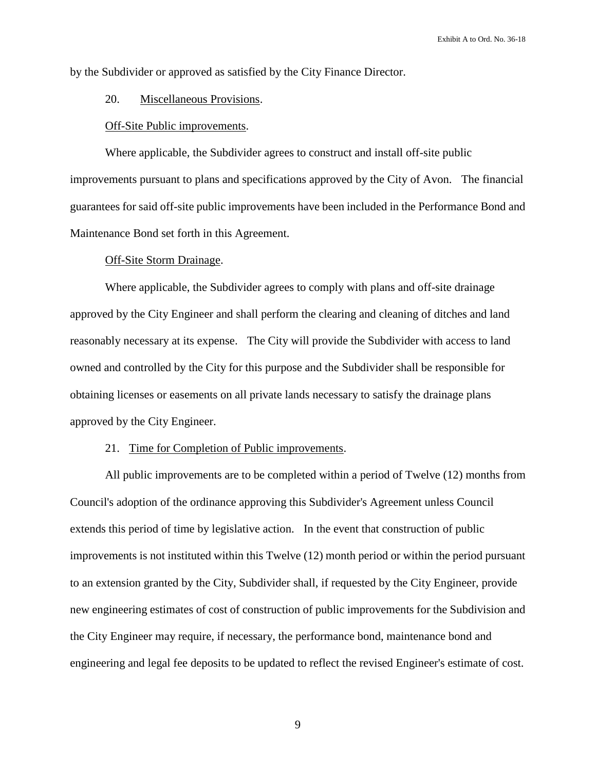by the Subdivider or approved as satisfied by the City Finance Director.

20. Miscellaneous Provisions.

Off-Site Public improvements.

Where applicable, the Subdivider agrees to construct and install off-site public improvements pursuant to plans and specifications approved by the City of Avon. The financial guarantees for said off-site public improvements have been included in the Performance Bond and Maintenance Bond set forth in this Agreement.

Off-Site Storm Drainage.

Where applicable, the Subdivider agrees to comply with plans and off-site drainage approved by the City Engineer and shall perform the clearing and cleaning of ditches and land reasonably necessary at its expense. The City will provide the Subdivider with access to land owned and controlled by the City for this purpose and the Subdivider shall be responsible for obtaining licenses or easements on all private lands necessary to satisfy the drainage plans approved by the City Engineer.

21. Time for Completion of Public improvements.

All public improvements are to be completed within a period of Twelve (12) months from Council's adoption of the ordinance approving this Subdivider's Agreement unless Council extends this period of time by legislative action. In the event that construction of public improvements is not instituted within this Twelve (12) month period or within the period pursuant to an extension granted by the City, Subdivider shall, if requested by the City Engineer, provide new engineering estimates of cost of construction of public improvements for the Subdivision and the City Engineer may require, if necessary, the performance bond, maintenance bond and engineering and legal fee deposits to be updated to reflect the revised Engineer's estimate of cost.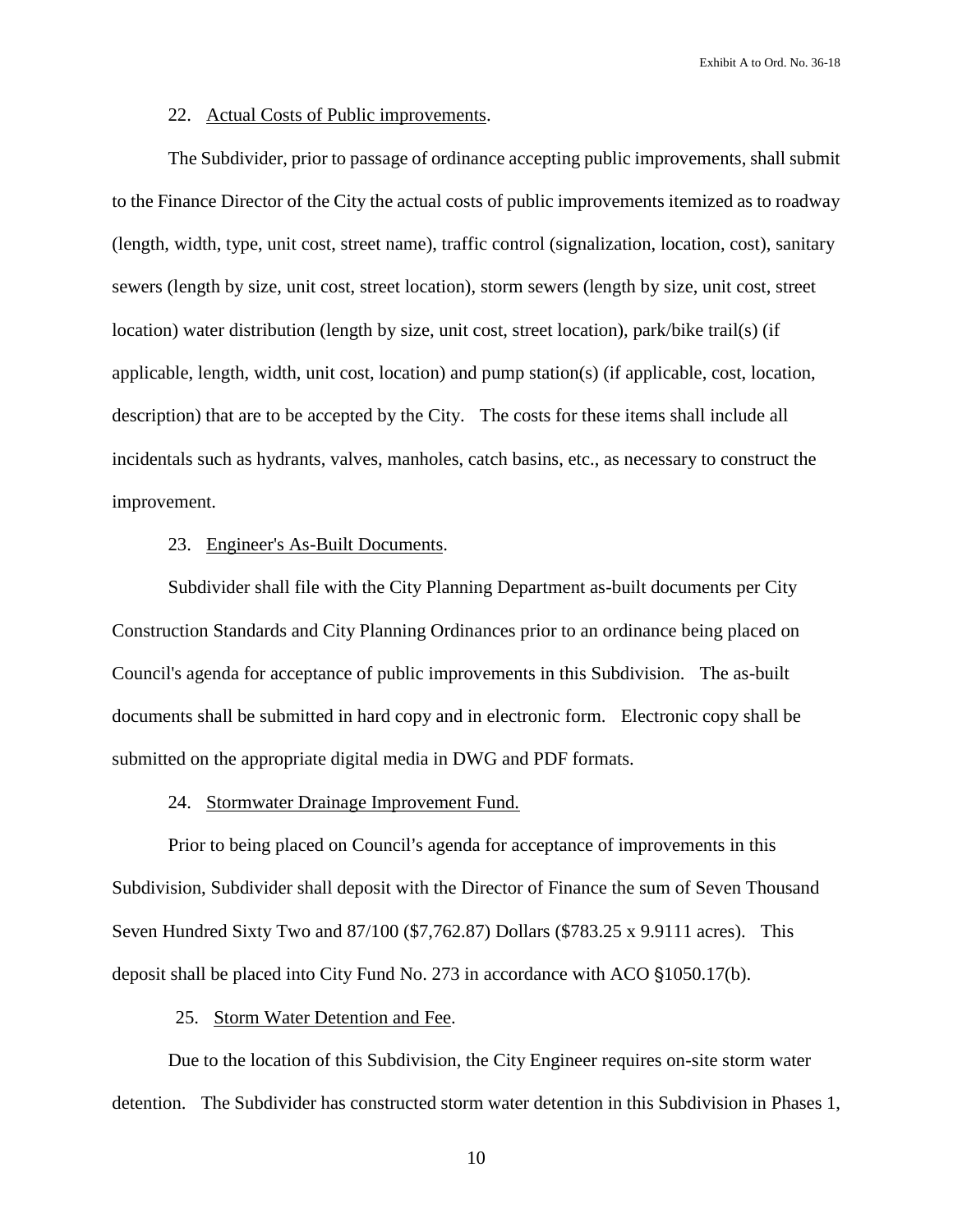22. Actual Costs of Public improvements.

The Subdivider, prior to passage of ordinance accepting public improvements, shall submit to the Finance Director of the City the actual costs of public improvements itemized as to roadway (length, width, type, unit cost, street name), traffic control (signalization, location, cost), sanitary sewers (length by size, unit cost, street location), storm sewers (length by size, unit cost, street location) water distribution (length by size, unit cost, street location), park/bike trail(s) (if applicable, length, width, unit cost, location) and pump station(s) (if applicable, cost, location, description) that are to be accepted by the City. The costs for these items shall include all incidentals such as hydrants, valves, manholes, catch basins, etc., as necessary to construct the improvement.

23. Engineer's As-Built Documents.

Subdivider shall file with the City Planning Department as-built documents per City Construction Standards and City Planning Ordinances prior to an ordinance being placed on Council's agenda for acceptance of public improvements in this Subdivision. The as-built documents shall be submitted in hard copy and in electronic form. Electronic copy shall be submitted on the appropriate digital media in DWG and PDF formats.

24. Stormwater Drainage Improvement Fund.

Prior to being placed on Council's agenda for acceptance of improvements in this Subdivision, Subdivider shall deposit with the Director of Finance the sum of Seven Thousand Seven Hundred Sixty Two and 87/100 ($7,762.87) Dollars ($783.25 x 9.9111 acres). This deposit shall be placed into City Fund No. 273 in accordance with ACO §1050.17(b).

25. Storm Water Detention and Fee.

Due to the location of this Subdivision, the City Engineer requires on-site storm water detention. The Subdivider has constructed storm water detention in this Subdivision in Phases 1,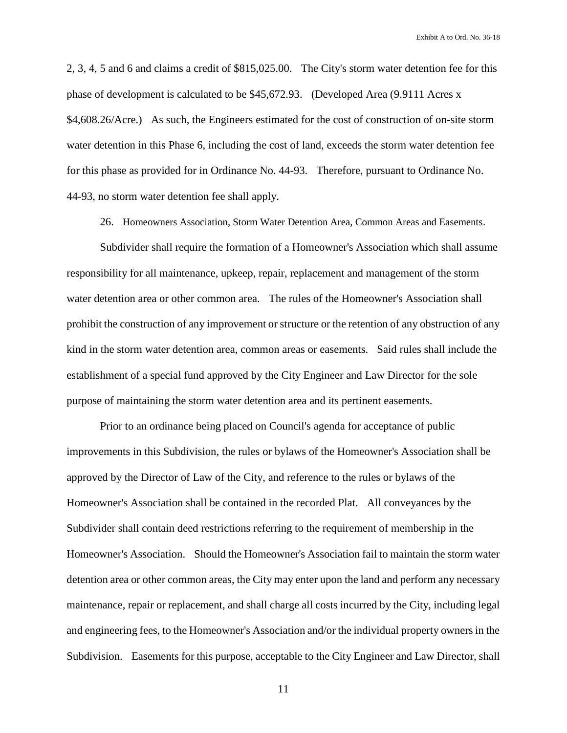2, 3, 4, 5 and 6 and claims a credit of $815,025.00. The City's storm water detention fee for this phase of development is calculated to be $45,672.93. (Developed Area (9.9111 Acres x $4,608.26/Acre.) As such, the Engineers estimated for the cost of construction of on-site storm water detention in this Phase 6, including the cost of land, exceeds the storm water detention fee for this phase as provided for in Ordinance No. 44-93. Therefore, pursuant to Ordinance No. 44-93, no storm water detention fee shall apply.

26. Homeowners Association, Storm Water Detention Area, Common Areas and Easements.

Subdivider shall require the formation of a Homeowner's Association which shall assume responsibility for all maintenance, upkeep, repair, replacement and management of the storm water detention area or other common area. The rules of the Homeowner's Association shall prohibit the construction of any improvement or structure or the retention of any obstruction of any kind in the storm water detention area, common areas or easements. Said rules shall include the establishment of a special fund approved by the City Engineer and Law Director for the sole purpose of maintaining the storm water detention area and its pertinent easements.

Prior to an ordinance being placed on Council's agenda for acceptance of public improvements in this Subdivision, the rules or bylaws of the Homeowner's Association shall be approved by the Director of Law of the City, and reference to the rules or bylaws of the Homeowner's Association shall be contained in the recorded Plat. All conveyances by the Subdivider shall contain deed restrictions referring to the requirement of membership in the Homeowner's Association. Should the Homeowner's Association fail to maintain the storm water detention area or other common areas, the City may enter upon the land and perform any necessary maintenance, repair or replacement, and shall charge all costs incurred by the City, including legal and engineering fees, to the Homeowner's Association and/or the individual property owners in the Subdivision. Easements for this purpose, acceptable to the City Engineer and Law Director, shall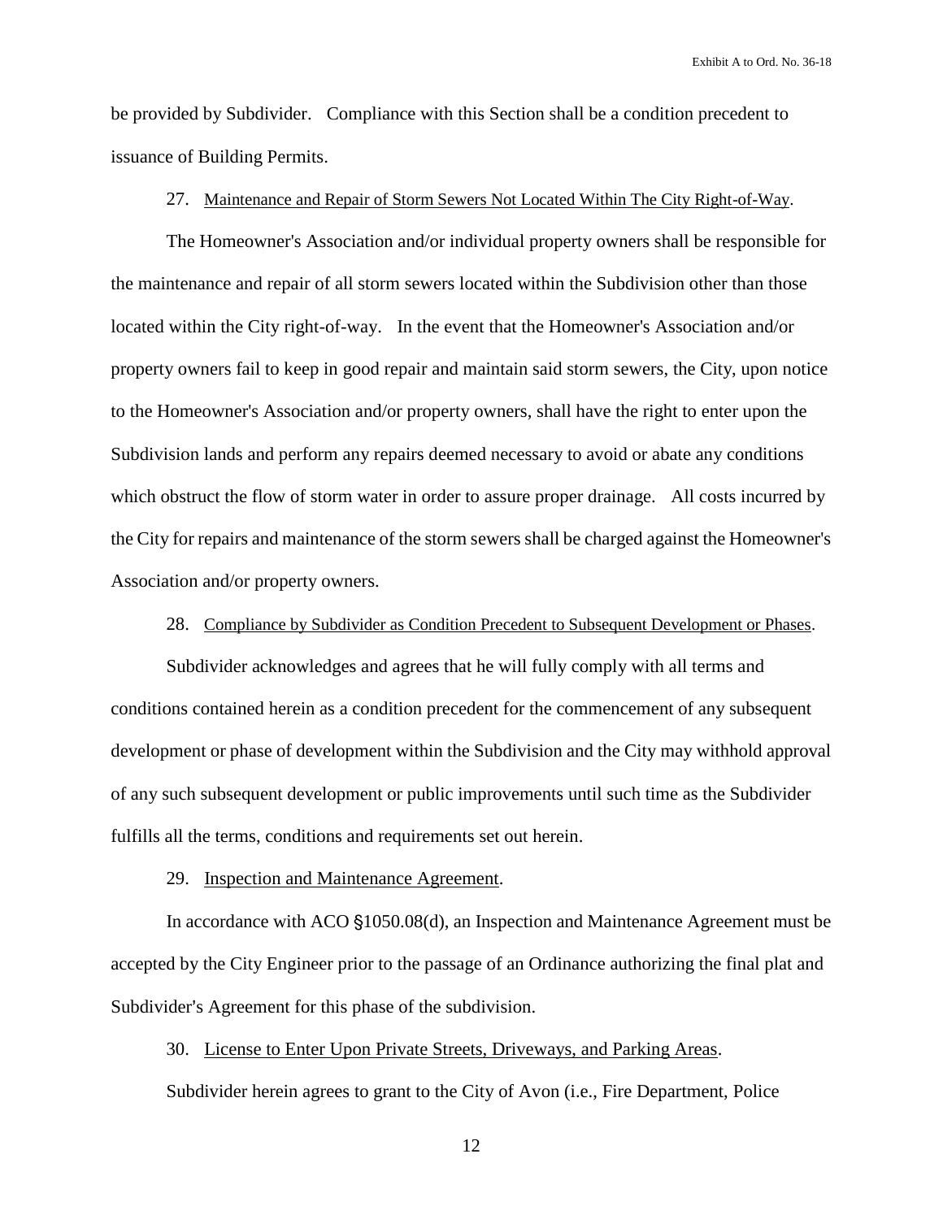be provided by Subdivider. Compliance with this Section shall be a condition precedent to issuance of Building Permits.

27. Maintenance and Repair of Storm Sewers Not Located Within The City Right-of-Way.

The Homeowner's Association and/or individual property owners shall be responsible for the maintenance and repair of all storm sewers located within the Subdivision other than those located within the City right-of-way. In the event that the Homeowner's Association and/or property owners fail to keep in good repair and maintain said storm sewers, the City, upon notice to the Homeowner's Association and/or property owners, shall have the right to enter upon the Subdivision lands and perform any repairs deemed necessary to avoid or abate any conditions which obstruct the flow of storm water in order to assure proper drainage. All costs incurred by the City for repairs and maintenance of the storm sewers shall be charged against the Homeowner's Association and/or property owners.

28. Compliance by Subdivider as Condition Precedent to Subsequent Development or Phases.

Subdivider acknowledges and agrees that he will fully comply with all terms and conditions contained herein as a condition precedent for the commencement of any subsequent development or phase of development within the Subdivision and the City may withhold approval of any such subsequent development or public improvements until such time as the Subdivider fulfills all the terms, conditions and requirements set out herein.

29. Inspection and Maintenance Agreement.

In accordance with ACO §1050.08(d), an Inspection and Maintenance Agreement must be accepted by the City Engineer prior to the passage of an Ordinance authorizing the final plat and Subdivider's Agreement for this phase of the subdivision.

30. License to Enter Upon Private Streets, Driveways, and Parking Areas.

Subdivider herein agrees to grant to the City of Avon (i.e., Fire Department, Police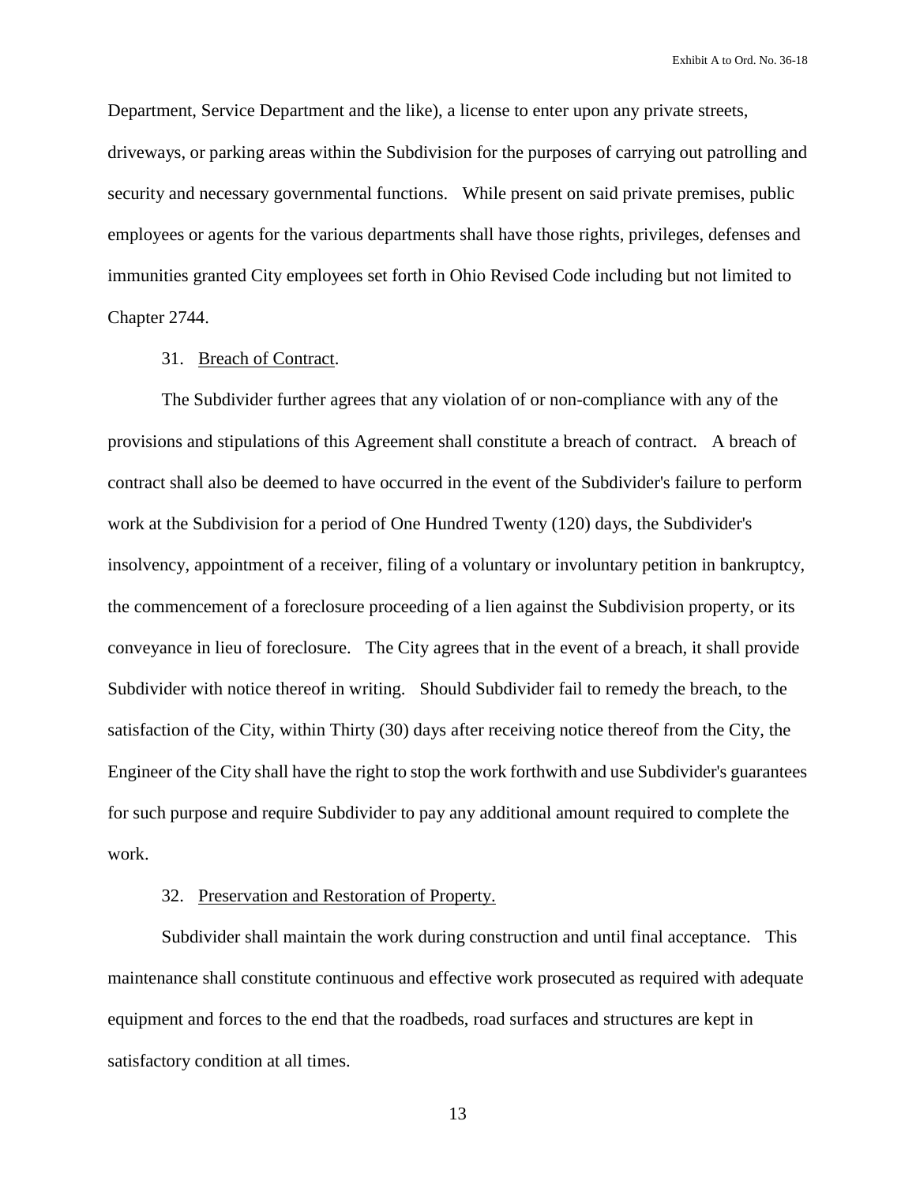Department, Service Department and the like), a license to enter upon any private streets, driveways, or parking areas within the Subdivision for the purposes of carrying out patrolling and security and necessary governmental functions. While present on said private premises, public employees or agents for the various departments shall have those rights, privileges, defenses and immunities granted City employees set forth in Ohio Revised Code including but not limited to Chapter 2744.

31. Breach of Contract.

The Subdivider further agrees that any violation of or non-compliance with any of the provisions and stipulations of this Agreement shall constitute a breach of contract. A breach of contract shall also be deemed to have occurred in the event of the Subdivider's failure to perform work at the Subdivision for a period of One Hundred Twenty (120) days, the Subdivider's insolvency, appointment of a receiver, filing of a voluntary or involuntary petition in bankruptcy, the commencement of a foreclosure proceeding of a lien against the Subdivision property, or its conveyance in lieu of foreclosure. The City agrees that in the event of a breach, it shall provide Subdivider with notice thereof in writing. Should Subdivider fail to remedy the breach, to the satisfaction of the City, within Thirty (30) days after receiving notice thereof from the City, the Engineer of the City shall have the right to stop the work forthwith and use Subdivider's guarantees for such purpose and require Subdivider to pay any additional amount required to complete the work.

32. Preservation and Restoration of Property.

Subdivider shall maintain the work during construction and until final acceptance. This maintenance shall constitute continuous and effective work prosecuted as required with adequate equipment and forces to the end that the roadbeds, road surfaces and structures are kept in satisfactory condition at all times.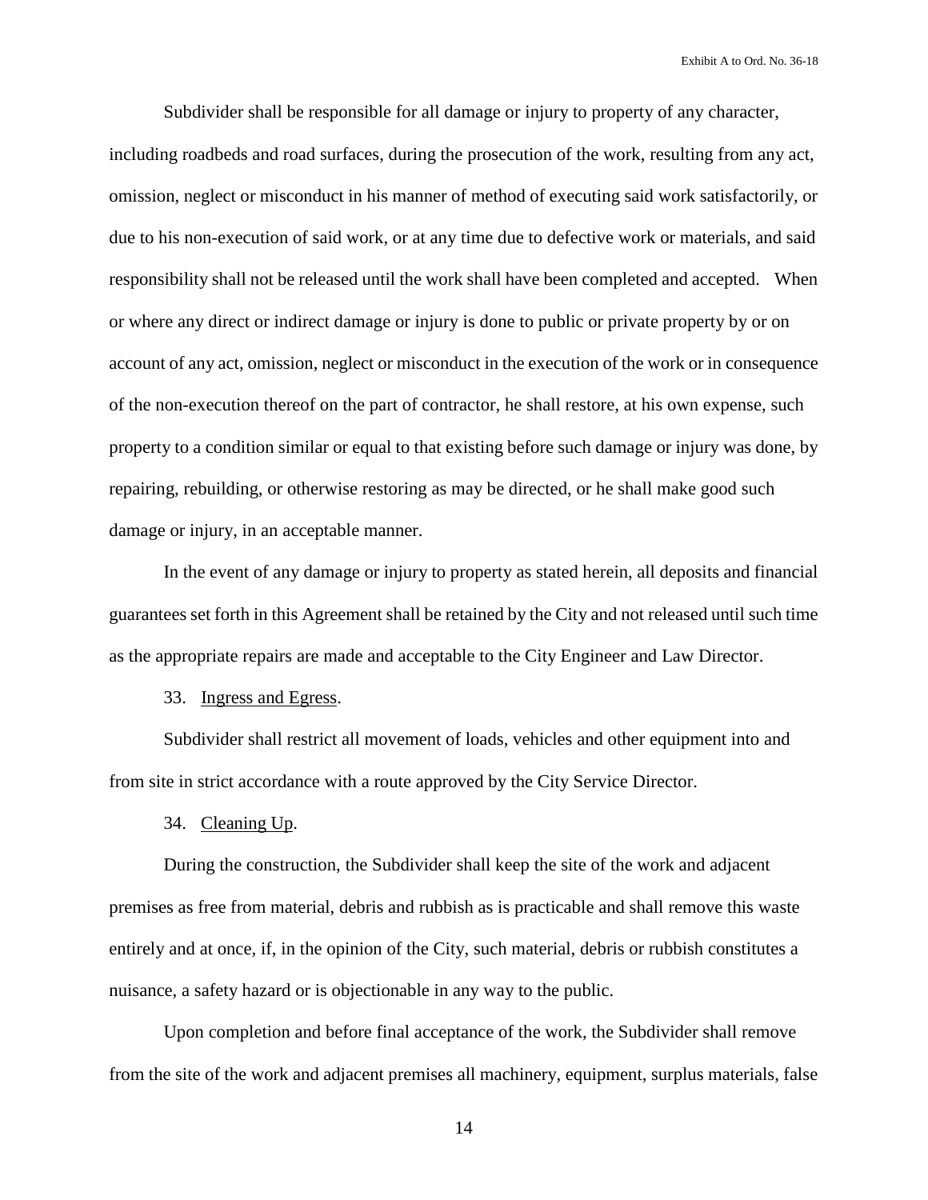Subdivider shall be responsible for all damage or injury to property of any character, including roadbeds and road surfaces, during the prosecution of the work, resulting from any act, omission, neglect or misconduct in his manner of method of executing said work satisfactorily, or due to his non-execution of said work, or at any time due to defective work or materials, and said responsibility shall not be released until the work shall have been completed and accepted. When or where any direct or indirect damage or injury is done to public or private property by or on account of any act, omission, neglect or misconduct in the execution of the work or in consequence of the non-execution thereof on the part of contractor, he shall restore, at his own expense, such property to a condition similar or equal to that existing before such damage or injury was done, by repairing, rebuilding, or otherwise restoring as may be directed, or he shall make good such damage or injury, in an acceptable manner.

In the event of any damage or injury to property as stated herein, all deposits and financial guarantees set forth in this Agreement shall be retained by the City and not released until such time as the appropriate repairs are made and acceptable to the City Engineer and Law Director.

33. Ingress and Egress.

Subdivider shall restrict all movement of loads, vehicles and other equipment into and from site in strict accordance with a route approved by the City Service Director.

34. Cleaning Up.

During the construction, the Subdivider shall keep the site of the work and adjacent premises as free from material, debris and rubbish as is practicable and shall remove this waste entirely and at once, if, in the opinion of the City, such material, debris or rubbish constitutes a nuisance, a safety hazard or is objectionable in any way to the public.

Upon completion and before final acceptance of the work, the Subdivider shall remove from the site of the work and adjacent premises all machinery, equipment, surplus materials, false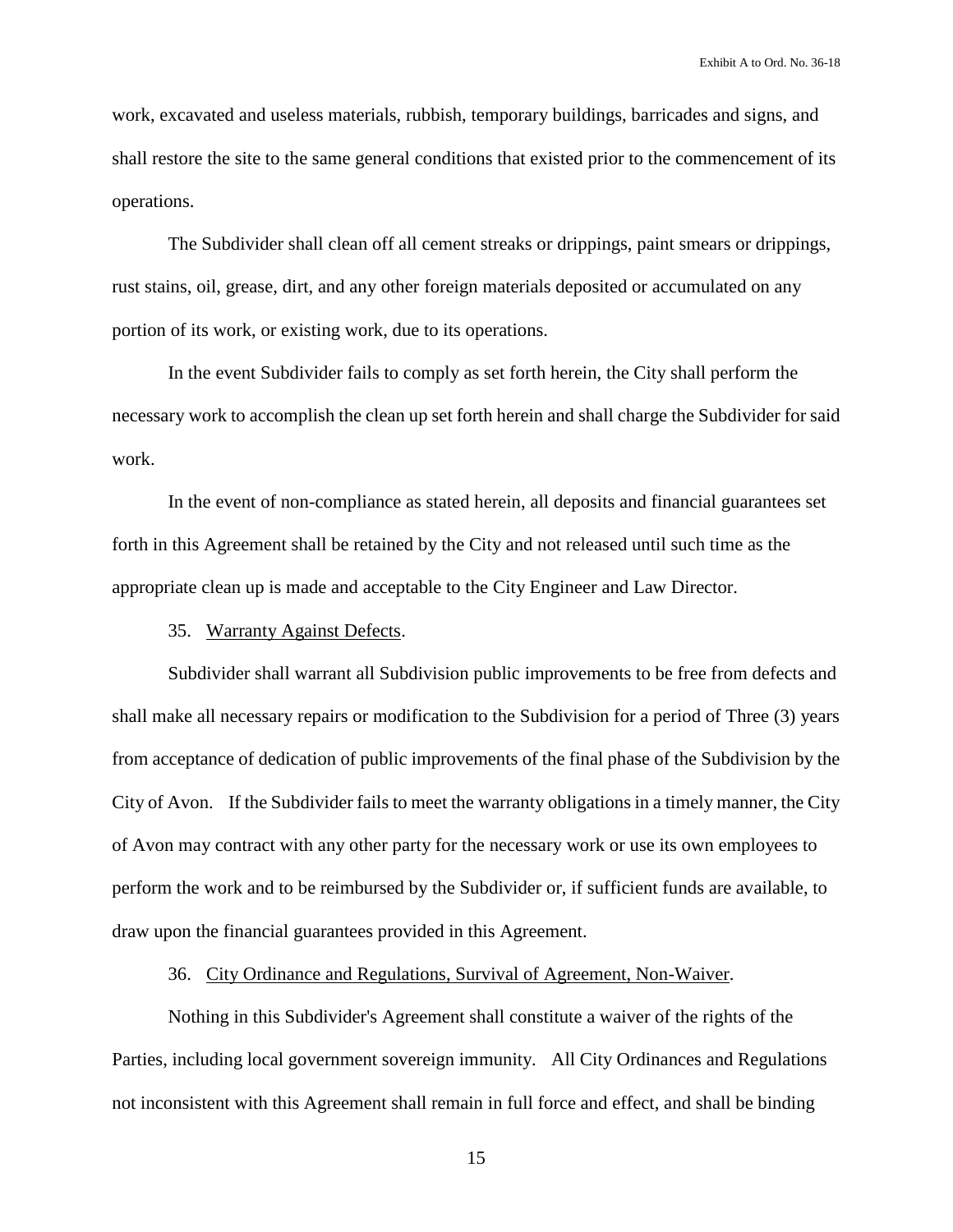work, excavated and useless materials, rubbish, temporary buildings, barricades and signs, and shall restore the site to the same general conditions that existed prior to the commencement of its operations.

The Subdivider shall clean off all cement streaks or drippings, paint smears or drippings, rust stains, oil, grease, dirt, and any other foreign materials deposited or accumulated on any portion of its work, or existing work, due to its operations.

In the event Subdivider fails to comply as set forth herein, the City shall perform the necessary work to accomplish the clean up set forth herein and shall charge the Subdivider for said work.

In the event of non-compliance as stated herein, all deposits and financial guarantees set forth in this Agreement shall be retained by the City and not released until such time as the appropriate clean up is made and acceptable to the City Engineer and Law Director.

35. <u>Warranty Against Defects</u>.

Subdivider shall warrant all Subdivision public improvements to be free from defects and shall make all necessary repairs or modification to the Subdivision for a period of Three (3) years from acceptance of dedication of public improvements of the final phase of the Subdivision by the City of Avon. If the Subdivider fails to meet the warranty obligations in a timely manner, the City of Avon may contract with any other party for the necessary work or use its own employees to perform the work and to be reimbursed by the Subdivider or, if sufficient funds are available, to draw upon the financial guarantees provided in this Agreement.

36. <u>City Ordinance and Regulations, Survival of Agreement, Non-Waiver</u>.

Nothing in this Subdivider's Agreement shall constitute a waiver of the rights of the Parties, including local government sovereign immunity. All City Ordinances and Regulations not inconsistent with this Agreement shall remain in full force and effect, and shall be binding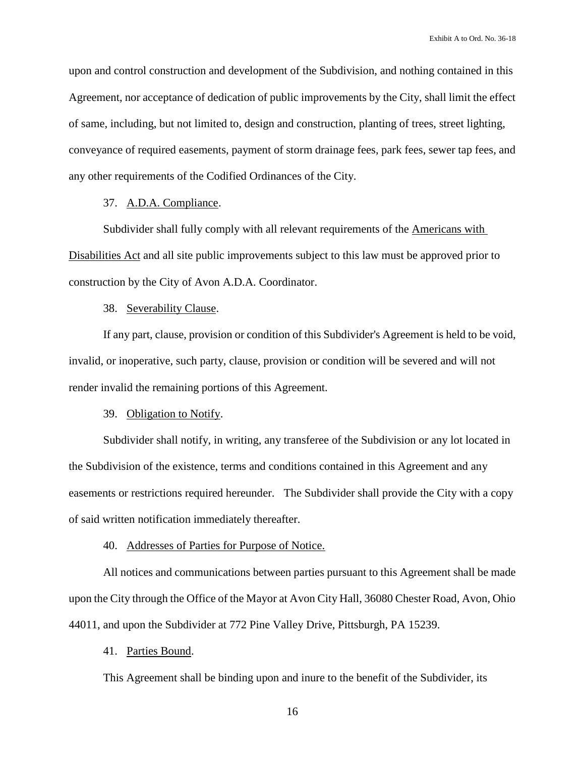upon and control construction and development of the Subdivision, and nothing contained in this Agreement, nor acceptance of dedication of public improvements by the City, shall limit the effect of same, including, but not limited to, design and construction, planting of trees, street lighting, conveyance of required easements, payment of storm drainage fees, park fees, sewer tap fees, and any other requirements of the Codified Ordinances of the City.

37. <u>A.D.A. Compliance</u>.

Subdivider shall fully comply with all relevant requirements of the <u>Americans with Disabilities Act</u> and all site public improvements subject to this law must be approved prior to construction by the City of Avon A.D.A. Coordinator.

38. <u>Severability Clause</u>.

If any part, clause, provision or condition of this Subdivider's Agreement is held to be void, invalid, or inoperative, such party, clause, provision or condition will be severed and will not render invalid the remaining portions of this Agreement.

39. <u>Obligation to Notify</u>.

Subdivider shall notify, in writing, any transferee of the Subdivision or any lot located in the Subdivision of the existence, terms and conditions contained in this Agreement and any easements or restrictions required hereunder. The Subdivider shall provide the City with a copy of said written notification immediately thereafter.

40. <u>Addresses of Parties for Purpose of Notice.</u>

All notices and communications between parties pursuant to this Agreement shall be made upon the City through the Office of the Mayor at Avon City Hall, 36080 Chester Road, Avon, Ohio 44011, and upon the Subdivider at 772 Pine Valley Drive, Pittsburgh, PA 15239.

41. <u>Parties Bound</u>.

This Agreement shall be binding upon and inure to the benefit of the Subdivider, its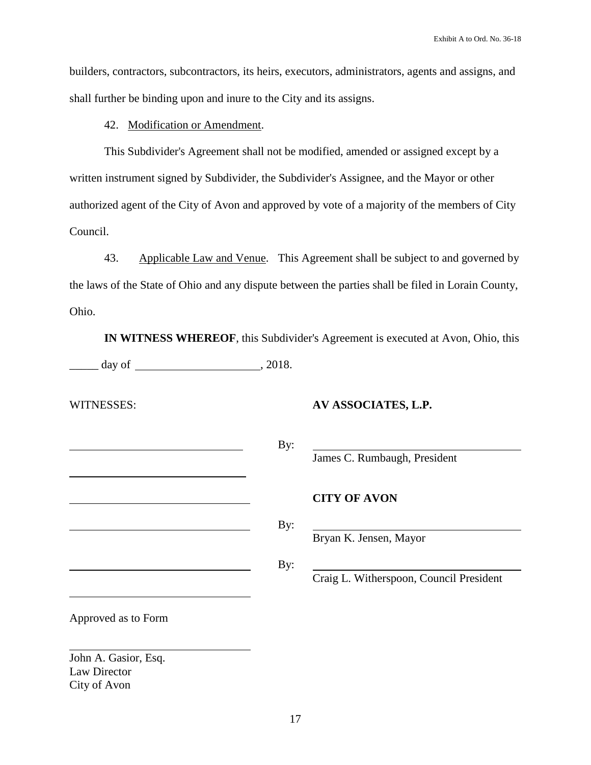builders, contractors, subcontractors, its heirs, executors, administrators, agents and assigns, and shall further be binding upon and inure to the City and its assigns.

42. Modification or Amendment.

This Subdivider's Agreement shall not be modified, amended or assigned except by a written instrument signed by Subdivider, the Subdivider's Assignee, and the Mayor or other authorized agent of the City of Avon and approved by vote of a majority of the members of City Council.

43. Applicable Law and Venue. This Agreement shall be subject to and governed by the laws of the State of Ohio and any dispute between the parties shall be filed in Lorain County, Ohio.

**IN WITNESS WHEREOF**, this Subdivider's Agreement is executed at Avon, Ohio, this _____ day of ____________________, 2018.

WITNESSES:

**AV ASSOCIATES, L.P.**

_____________________________

_____________________________

By: _____________________________
James C. Rumbaugh, President

**CITY OF AVON**

_____________________________

_____________________________

By: _____________________________
Bryan K. Jensen, Mayor

_____________________________

_____________________________

By: _____________________________
Craig L. Witherspoon, Council President

Approved as to Form

_____________________________
John A. Gasior, Esq.
Law Director
City of Avon